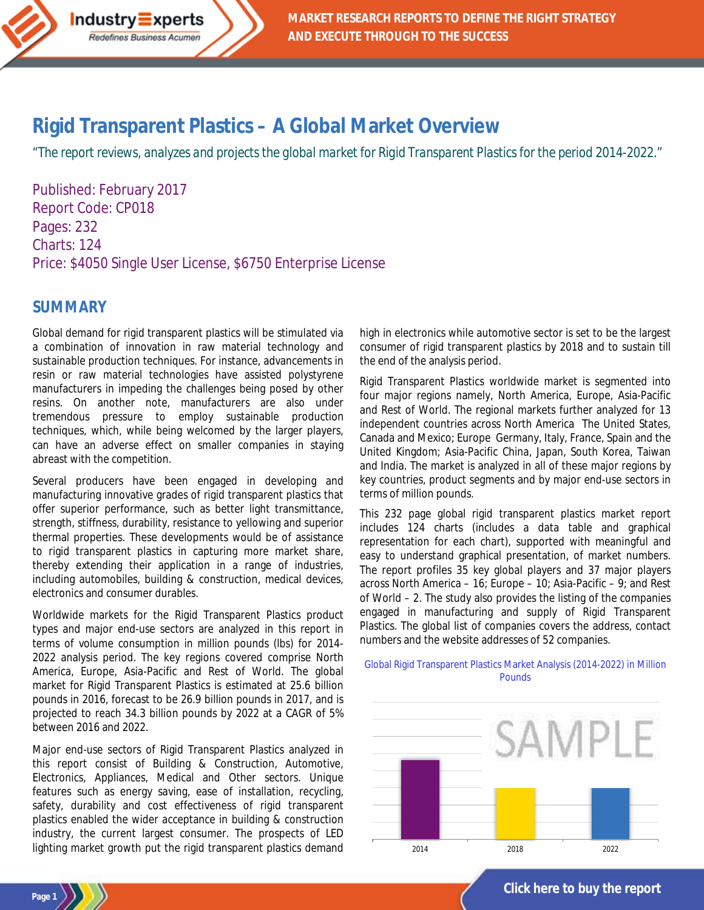# Rigid Transparent Plastics – A Global Market Overview

"The report reviews, analyzes and projects the global market for Rigid Transparent Plastics for the period 2014-2022."

Published: February 2017
Report Code: CP018
Pages: 232
Charts: 124
Price: $4050 Single User License, $6750 Enterprise License

## SUMMARY

Global demand for rigid transparent plastics will be stimulated via a combination of innovation in raw material technology and sustainable production techniques. For instance, advancements in resin or raw material technologies have assisted polystyrene manufacturers in impeding the challenges being posed by other resins. On another note, manufacturers are also under tremendous pressure to employ sustainable production techniques, which, while being welcomed by the larger players, can have an adverse effect on smaller companies in staying abreast with the competition.

Several producers have been engaged in developing and manufacturing innovative grades of rigid transparent plastics that offer superior performance, such as better light transmittance, strength, stiffness, durability, resistance to yellowing and superior thermal properties. These developments would be of assistance to rigid transparent plastics in capturing more market share, thereby extending their application in a range of industries, including automobiles, building & construction, medical devices, electronics and consumer durables.

Worldwide markets for the Rigid Transparent Plastics product types and major end-use sectors are analyzed in this report in terms of volume consumption in million pounds (lbs) for 2014-2022 analysis period. The key regions covered comprise North America, Europe, Asia-Pacific and Rest of World. The global market for Rigid Transparent Plastics is estimated at 25.6 billion pounds in 2016, forecast to be 26.9 billion pounds in 2017, and is projected to reach 34.3 billion pounds by 2022 at a CAGR of 5% between 2016 and 2022.

Major end-use sectors of Rigid Transparent Plastics analyzed in this report consist of Building & Construction, Automotive, Electronics, Appliances, Medical and Other sectors. Unique features such as energy saving, ease of installation, recycling, safety, durability and cost effectiveness of rigid transparent plastics enabled the wider acceptance in building & construction industry, the current largest consumer. The prospects of LED lighting market growth put the rigid transparent plastics demand high in electronics while automotive sector is set to be the largest consumer of rigid transparent plastics by 2018 and to sustain till the end of the analysis period.

Rigid Transparent Plastics worldwide market is segmented into four major regions namely, North America, Europe, Asia-Pacific and Rest of World. The regional markets further analyzed for 13 independent countries across North America  The United States, Canada and Mexico; Europe  Germany, Italy, France, Spain and the United Kingdom; Asia-Pacific China, Japan, South Korea, Taiwan and India. The market is analyzed in all of these major regions by key countries, product segments and by major end-use sectors in terms of million pounds.

This 232 page global rigid transparent plastics market report includes 124 charts (includes a data table and graphical representation for each chart), supported with meaningful and easy to understand graphical presentation, of market numbers. The report profiles 35 key global players and 37 major players across North America – 16; Europe – 10; Asia-Pacific – 9; and Rest of World – 2. The study also provides the listing of the companies engaged in manufacturing and supply of Rigid Transparent Plastics. The global list of companies covers the address, contact numbers and the website addresses of 52 companies.

Global Rigid Transparent Plastics Market Analysis (2014-2022) in Million Pounds

SAMPLE

2014 2018 2022

Click here to buy the report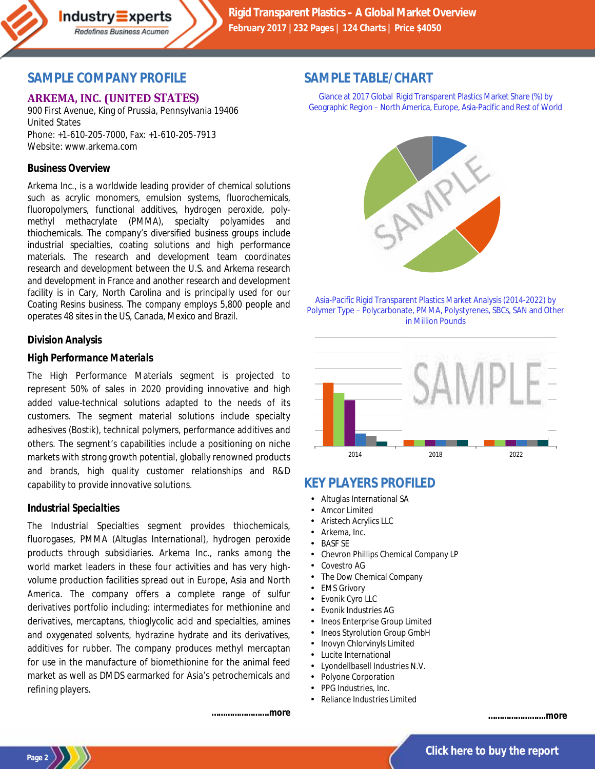## SAMPLE COMPANY PROFILE

### ARKEMA, INC. (UNITED STATES)

900 First Avenue, King of Prussia, Pennsylvania 19406
United States
Phone: +1-610-205-7000, Fax: +1-610-205-7913
Website: www.arkema.com

**Business Overview**

Arkema Inc., is a worldwide leading provider of chemical solutions such as acrylic monomers, emulsion systems, fluorochemicals, fluoropolymers, functional additives, hydrogen peroxide, poly-methyl methacrylate (PMMA), specialty polyamides and thiochemicals. The company's diversified business groups include industrial specialties, coating solutions and high performance materials. The research and development team coordinates research and development between the U.S. and Arkema research and development in France and another research and development facility is in Cary, North Carolina and is principally used for our Coating Resins business. The company employs 5,800 people and operates 48 sites in the US, Canada, Mexico and Brazil.

**Division Analysis**

**High Performance Materials**

The High Performance Materials segment is projected to represent 50% of sales in 2020 providing innovative and high added value-technical solutions adapted to the needs of its customers. The segment material solutions include specialty adhesives (Bostik), technical polymers, performance additives and others. The segment's capabilities include a positioning on niche markets with strong growth potential, globally renowned products and brands, high quality customer relationships and R&D capability to provide innovative solutions.

**Industrial Specialties**

The Industrial Specialties segment provides thiochemicals, fluorogases, PMMA (Altuglas International), hydrogen peroxide products through subsidiaries. Arkema Inc., ranks among the world market leaders in these four activities and has very high-volume production facilities spread out in Europe, Asia and North America. The company offers a complete range of sulfur derivatives portfolio including: intermediates for methionine and derivatives, mercaptans, thioglycolic acid and specialties, amines and oxygenated solvents, hydrazine hydrate and its derivatives, additives for rubber. The company produces methyl mercaptan for use in the manufacture of biomethionine for the animal feed market as well as DMDS earmarked for Asia's petrochemicals and refining players.

**……………………more**

## SAMPLE TABLE/CHART

Glance at 2017 Global Rigid Transparent Plastics Market Share (%) by Geographic Region – North America, Europe, Asia-Pacific and Rest of World

Asia-Pacific Rigid Transparent Plastics Market Analysis (2014-2022) by Polymer Type – Polycarbonate, PMMA, Polystyrenes, SBCs, SAN and Other in Million Pounds

## KEY PLAYERS PROFILED

- Altuglas International SA
- Amcor Limited
- Aristech Acrylics LLC
- Arkema, Inc.
- BASF SE
- Chevron Phillips Chemical Company LP
- Covestro AG
- The Dow Chemical Company
- EMS Grivory
- Evonik Cyro LLC
- Evonik Industries AG
- Ineos Enterprise Group Limited
- Ineos Styrolution Group GmbH
- Inovyn Chlorvinyls Limited
- Lucite International
- Lyondellbasell Industries N.V.
- Polyone Corporation
- PPG Industries, Inc.
- Reliance Industries Limited

**……………………more**

Click here to buy the report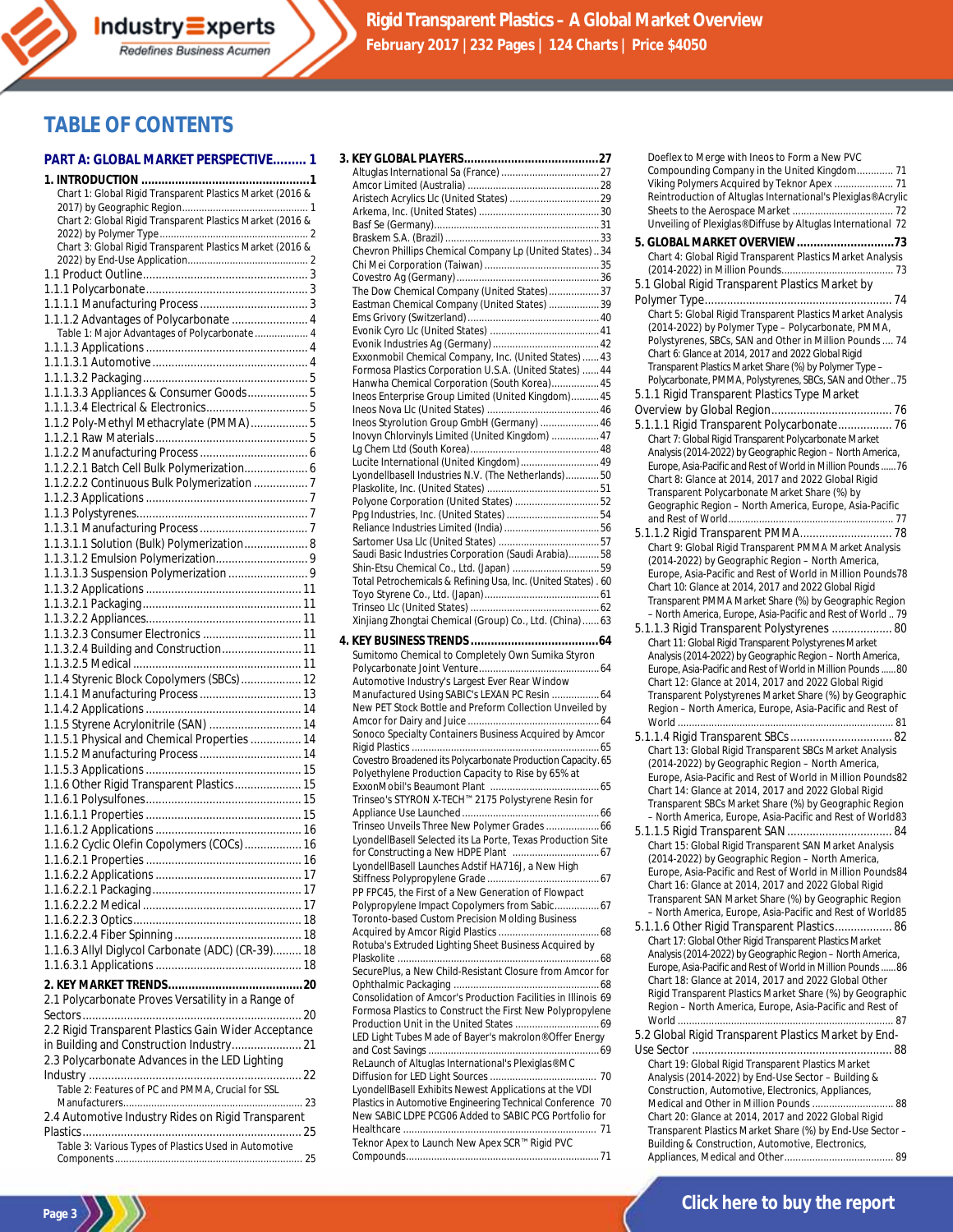## TABLE OF CONTENTS

**PART A: GLOBAL MARKET PERSPECTIVE......... 1**

**1. INTRODUCTION ................................................1**

Chart 1: Global Rigid Transparent Plastics Market (2016 & 2017) by Geographic Region............................................ 1
Chart 2: Global Rigid Transparent Plastics Market (2016 & 2022) by Polymer Type..................................................... 2
Chart 3: Global Rigid Transparent Plastics Market (2016 & 2022) by End-Use Application.......................................... 2

1.1 Product Outline.................................................... 3
1.1.1 Polycarbonate.................................................. 3
1.1.1.1 Manufacturing Process.................................. 3
1.1.1.2 Advantages of Polycarbonate ........................ 4
Table 1: Major Advantages of Polycarbonate.................. 4
1.1.1.3 Applications.................................................. 4
1.1.1.3.1 Automotive................................................ 4
1.1.1.3.2 Packaging................................................... 5
1.1.1.3.3 Appliances & Consumer Goods.................. 5
1.1.1.3.4 Electrical & Electronics............................... 5
1.1.2 Poly-Methyl Methacrylate (PMMA).................. 5
1.1.2.1 Raw Materials................................................ 5
1.1.2.2 Manufacturing Process................................. 6
1.1.2.2.1 Batch Cell Bulk Polymerization.................... 6
1.1.2.2.2 Continuous Bulk Polymerization ................. 7
1.1.2.3 Applications.................................................. 7
1.1.3 Polystyrenes...................................................... 7
1.1.3.1 Manufacturing Process.................................. 7
1.1.3.1.1 Solution (Bulk) Polymerization.................... 8
1.1.3.1.2 Emulsion Polymerization............................ 9
1.1.3.1.3 Suspension Polymerization ........................ 9
1.1.3.2 Applications................................................ 11
1.1.3.2.1 Packaging................................................. 11
1.1.3.2.2 Appliances................................................ 11
1.1.3.2.3 Consumer Electronics .............................. 11
1.1.3.2.4 Building and Construction......................... 11
1.1.3.2.5 Medical .................................................... 11
1.1.4 Styrenic Block Copolymers (SBCs)................... 12
1.1.4.1 Manufacturing Process................................ 13
1.1.4.2 Applications................................................ 14
1.1.5 Styrene Acrylonitrile (SAN) ............................ 14
1.1.5.1 Physical and Chemical Properties ................ 14
1.1.5.2 Manufacturing Process................................ 14
1.1.5.3 Applications................................................ 15
1.1.6 Other Rigid Transparent Plastics..................... 15
1.1.6.1 Polysulfones................................................ 15
1.1.6.1.1 Properties ................................................ 15
1.1.6.1.2 Applications ............................................. 16
1.1.6.2 Cyclic Olefin Copolymers (COCs).................. 16
1.1.6.2.1 Properties ................................................ 16
1.1.6.2.2 Applications ............................................. 17
1.1.6.2.2.1 Packaging.............................................. 17
1.1.6.2.2.2 Medical ................................................. 17
1.1.6.2.2.3 Optics.................................................... 18
1.1.6.2.2.4 Fiber Spinning ....................................... 18
1.1.6.3 Allyl Diglycol Carbonate (ADC) (CR-39)......... 18
1.1.6.3.1 Applications ............................................. 18

**2. KEY MARKET TRENDS........................................20**

2.1 Polycarbonate Proves Versatility in a Range of Sectors..................................................................... 20
2.2 Rigid Transparent Plastics Gain Wider Acceptance in Building and Construction Industry...................... 21
2.3 Polycarbonate Advances in the LED Lighting Industry .................................................................... 22
Table 2: Features of PC and PMMA, Crucial for SSL Manufacturers............................................................... 23
2.4 Automotive Industry Rides on Rigid Transparent Plastics..................................................................... 25
Table 3: Various Types of Plastics Used in Automotive Components.................................................................. 25

**3. KEY GLOBAL PLAYERS........................................27**

Altuglas International Sa (France) ................................... 27
Amcor Limited (Australia) ............................................... 28
Aristech Acrylics Llc (United States) ................................ 29
Arkema, Inc. (United States) ........................................... 30
Basf Se (Germany)........................................................... 31
Braskem S.A. (Brazil) ....................................................... 33
Chevron Phillips Chemical Company Lp (United States) .. 34
Chi Mei Corporation (Taiwan) ......................................... 35
Covestro Ag (Germany)................................................... 36
The Dow Chemical Company (United States).................. 37
Eastman Chemical Company (United States) .................. 39
Ems Grivory (Switzerland)............................................... 40
Evonik Cyro Llc (United States) ....................................... 41
Evonik Industries Ag (Germany)...................................... 42
Exxonmobil Chemical Company, Inc. (United States)...... 43
Formosa Plastics Corporation U.S.A. (United States) ...... 44
Hanwha Chemical Corporation (South Korea)................. 45
Ineos Enterprise Group Limited (United Kingdom).......... 45
Ineos Nova Llc (United States) ........................................ 46
Ineos Styrolution Group GmbH (Germany) ..................... 46
Inovyn Chlorvinyls Limited (United Kingdom) ................. 47
Lg Chem Ltd (South Korea).............................................. 48
Lucite International (United Kingdom)............................ 49
Lyondellbasell Industries N.V. (The Netherlands)............ 50
Plaskolite, Inc. (United States) ........................................ 51
Polyone Corporation (United States) .............................. 52
Ppg Industries, Inc. (United States) ................................. 54
Reliance Industries Limited (India).................................. 56
Sartomer Usa Llc (United States) .................................... 57
Saudi Basic Industries Corporation (Saudi Arabia)........... 58
Shin-Etsu Chemical Co., Ltd. (Japan) ............................... 59
Total Petrochemicals & Refining Usa, Inc. (United States) . 60
Toyo Styrene Co., Ltd. (Japan)......................................... 61
Trinseo Llc (United States) .............................................. 62
Xinjiang Zhongtai Chemical (Group) Co., Ltd. (China)...... 63

**4. KEY BUSINESS TRENDS......................................64**

Sumitomo Chemical to Completely Own Sumika Styron Polycarbonate Joint Venture............................................ 64
Automotive Industry's Largest Ever Rear Window Manufactured Using SABIC's LEXAN PC Resin ................. 64
New PET Stock Bottle and Preform Collection Unveiled by Amcor for Dairy and Juice ............................................... 64
Sonoco Specialty Containers Business Acquired by Amcor Rigid Plastics ................................................................... 65
Covestro Broadened its Polycarbonate Production Capacity. 65
Polyethylene Production Capacity to Rise by 65% at ExxonMobil's Beaumont Plant ....................................... 65
Trinseo's STYRON X-TECH™ 2175 Polystyrene Resin for Appliance Use Launched.................................................. 66
Trinseo Unveils Three New Polymer Grades................... 66
LyondellBasell Selected its La Porte, Texas Production Site for Constructing a New HDPE Plant ............................... 67
LyondellBasell Launches Adstif HA716J, a New High Stiffness Polypropylene Grade ........................................ 67
PP FPC45, the First of a New Generation of Flowpact Polypropylene Impact Copolymers from Sabic................ 67
Toronto-based Custom Precision Molding Business Acquired by Amcor Rigid Plastics .................................... 68
Rotuba's Extruded Lighting Sheet Business Acquired by Plaskolite ....................................................................... 68
SecurePlus, a New Child-Resistant Closure from Amcor for Ophthalmic Packaging ................................................... 68
Consolidation of Amcor's Production Facilities in Illinois 69
Formosa Plastics to Construct the First New Polypropylene Production Unit in the United States .............................. 69
LED Light Tubes Made of Bayer's makrolon®Offer Energy and Cost Savings ............................................................ 69
ReLaunch of Altuglas International's Plexiglas®MC Diffusion for LED Light Sources ...................................... 70
LyondellBasell Exhibits Newest Applications at the VDI Plastics in Automotive Engineering Technical Conference 70
New SABIC LDPE PCG06 Added to SABIC PCG Portfolio for Healthcare ..................................................................... 71
Teknor Apex to Launch New Apex SCR™ Rigid PVC Compounds..................................................................... 71
Deeflex to Merge with Ineos to Form a New PVC Compounding Company in the United Kingdom............. 71
Viking Polymers Acquired by Teknor Apex ..................... 71
Reintroduction of Altuglas International's Plexiglas®Acrylic Sheets to the Aerospace Market .................................... 72
Unveiling of Plexiglas®Diffuse by Altuglas International 72

**5. GLOBAL MARKET OVERVIEW.............................73**

Chart 4: Global Rigid Transparent Plastics Market Analysis (2014-2022) in Million Pounds......................................... 73

5.1 Global Rigid Transparent Plastics Market by Polymer Type........................................................... 74
Chart 5: Global Rigid Transparent Plastics Market Analysis (2014-2022) by Polymer Type – Polycarbonate, PMMA, Polystyrenes, SBCs, SAN and Other in Million Pounds .... 74
Chart 6: Glance at 2014, 2017 and 2022 Global Rigid Transparent Plastics Market Share (%) by Polymer Type – Polycarbonate, PMMA, Polystyrenes, SBCs, SAN and Other .. 75
5.1.1 Rigid Transparent Plastics Type Market Overview by Global Region...................................... 76
5.1.1.1 Rigid Transparent Polycarbonate................. 76
Chart 7: Global Rigid Transparent Polycarbonate Market Analysis (2014-2022) by Geographic Region – North America, Europe, Asia-Pacific and Rest of World in Million Pounds ...... 76
Chart 8: Glance at 2014, 2017 and 2022 Global Rigid Transparent Polycarbonate Market Share (%) by Geographic Region – North America, Europe, Asia-Pacific and Rest of World........................................................... 77
5.1.1.2 Rigid Transparent PMMA............................. 78
Chart 9: Global Rigid Transparent PMMA Market Analysis (2014-2022) by Geographic Region – North America, Europe, Asia-Pacific and Rest of World in Million Pounds78
Chart 10: Glance at 2014, 2017 and 2022 Global Rigid Transparent PMMA Market Share (%) by Geographic Region – North America, Europe, Asia-Pacific and Rest of World .. 79
5.1.1.3 Rigid Transparent Polystyrenes .................. 80
Chart 11: Global Rigid Transparent Polystyrenes Market Analysis (2014-2022) by Geographic Region – North America, Europe, Asia-Pacific and Rest of World in Million Pounds ...... 80
Chart 12: Glance at 2014, 2017 and 2022 Global Rigid Transparent Polystyrenes Market Share (%) by Geographic Region – North America, Europe, Asia-Pacific and Rest of World ............................................................................. 81
5.1.1.4 Rigid Transparent SBCs ............................... 82
Chart 13: Global Rigid Transparent SBCs Market Analysis (2014-2022) by Geographic Region – North America, Europe, Asia-Pacific and Rest of World in Million Pounds82
Chart 14: Glance at 2014, 2017 and 2022 Global Rigid Transparent SBCs Market Share (%) by Geographic Region – North America, Europe, Asia-Pacific and Rest of World83
5.1.1.5 Rigid Transparent SAN ................................ 84
Chart 15: Global Rigid Transparent SAN Market Analysis (2014-2022) by Geographic Region – North America, Europe, Asia-Pacific and Rest of World in Million Pounds84
Chart 16: Glance at 2014, 2017 and 2022 Global Rigid Transparent SAN Market Share (%) by Geographic Region – North America, Europe, Asia-Pacific and Rest of World85
5.1.1.6 Other Rigid Transparent Plastics................. 86
Chart 17: Global Other Rigid Transparent Plastics Market Analysis (2014-2022) by Geographic Region – North America, Europe, Asia-Pacific and Rest of World in Million Pounds ...... 86
Chart 18: Glance at 2014, 2017 and 2022 Global Other Rigid Transparent Plastics Market Share (%) by Geographic Region – North America, Europe, Asia-Pacific and Rest of World ............................................................................. 87

5.2 Global Rigid Transparent Plastics Market by End-Use Sector ............................................................... 88
Chart 19: Global Rigid Transparent Plastics Market Analysis (2014-2022) by End-Use Sector – Building & Construction, Automotive, Electronics, Appliances, Medical and Other in Million Pounds ............................. 88
Chart 20: Glance at 2014, 2017 and 2022 Global Rigid Transparent Plastics Market Share (%) by End-Use Sector – Building & Construction, Automotive, Electronics, Appliances, Medical and Other....................................... 89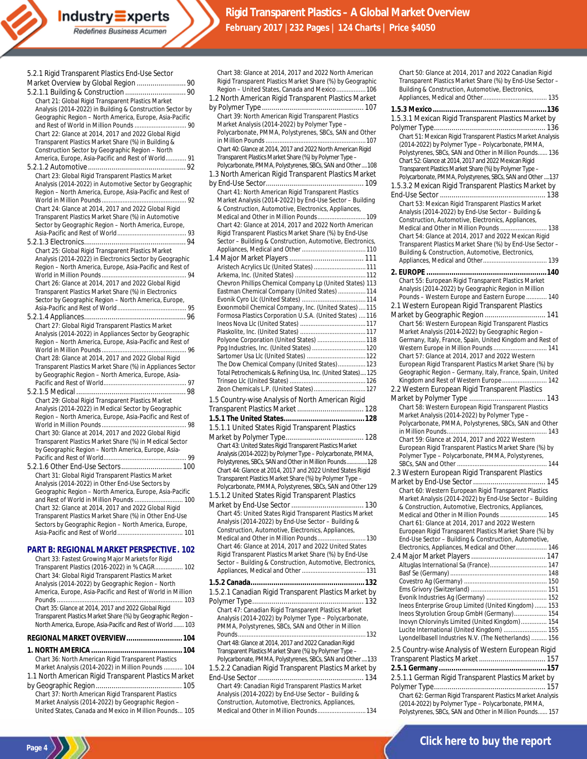5.2.1 Rigid Transparent Plastics End-Use Sector Market Overview by Global Region ......................... 90

5.2.1.1 Building & Construction ............................... 90

Chart 21: Global Rigid Transparent Plastics Market Analysis (2014-2022) in Building & Construction Sector by Geographic Region – North America, Europe, Asia-Pacific and Rest of World in Million Pounds .............................. 90

Chart 22: Glance at 2014, 2017 and 2022 Global Rigid Transparent Plastics Market Share (%) in Building & Construction Sector by Geographic Region – North America, Europe, Asia-Pacific and Rest of World ............ 91

5.2.1.2 Automotive ................................................. 92

Chart 23: Global Rigid Transparent Plastics Market Analysis (2014-2022) in Automotive Sector by Geographic Region – North America, Europe, Asia-Pacific and Rest of World in Million Pounds ................................................ 92

Chart 24: Glance at 2014, 2017 and 2022 Global Rigid Transparent Plastics Market Share (%) in Automotive Sector by Geographic Region – North America, Europe, Asia-Pacific and Rest of World ........................................ 93

5.2.1.3 Electronics.................................................... 94

Chart 25: Global Rigid Transparent Plastics Market Analysis (2014-2022) in Electronics Sector by Geographic Region – North America, Europe, Asia-Pacific and Rest of World in Million Pounds ................................................ 94

Chart 26: Glance at 2014, 2017 and 2022 Global Rigid Transparent Plastics Market Share (%) in Electronics Sector by Geographic Region – North America, Europe, Asia-Pacific and Rest of World ........................................ 95

5.2.1.4 Appliances.................................................... 96

Chart 27: Global Rigid Transparent Plastics Market Analysis (2014-2022) in Appliances Sector by Geographic Region – North America, Europe, Asia-Pacific and Rest of World in Million Pounds ................................................ 96

Chart 28: Glance at 2014, 2017 and 2022 Global Rigid Transparent Plastics Market Share (%) in Appliances Sector by Geographic Region – North America, Europe, Asia-Pacific and Rest of World ................................................ 97

5.2.1.5 Medical ........................................................ 98

Chart 29: Global Rigid Transparent Plastics Market Analysis (2014-2022) in Medical Sector by Geographic Region – North America, Europe, Asia-Pacific and Rest of World in Million Pounds ................................................ 98

Chart 30: Glance at 2014, 2017 and 2022 Global Rigid Transparent Plastics Market Share (%) in Medical Sector by Geographic Region – North America, Europe, Asia-Pacific and Rest of World................................................ 99

5.2.1.6 Other End-Use Sectors............................... 100

Chart 31: Global Rigid Transparent Plastics Market Analysis (2014-2022) in Other End-Use Sectors by Geographic Region – North America, Europe, Asia-Pacific and Rest of World in Million Pounds ............................ 100

Chart 32: Glance at 2014, 2017 and 2022 Global Rigid Transparent Plastics Market Share (%) in Other End-Use Sectors by Geographic Region – North America, Europe, Asia-Pacific and Rest of World ...................................... 101

## PART B: REGIONAL MARKET PERSPECTIVE . 102

Chart 33: Fastest Growing Major Markets for Rigid Transparent Plastics (2016-2022) in % CAGR................ 102

Chart 34: Global Rigid Transparent Plastics Market Analysis (2014-2022) by Geographic Region – North America, Europe, Asia-Pacific and Rest of World in Million Pounds .......................................................................... 103

Chart 35: Glance at 2014, 2017 and 2022 Global Rigid Transparent Plastics Market Share (%) by Geographic Region – North America, Europe, Asia-Pacific and Rest of World ....... 103

## REGIONAL MARKET OVERVIEW........................... 104

### 1. NORTH AMERICA ............................................ 104

Chart 36: North American Rigid Transparent Plastics Market Analysis (2014-2022) in Million Pounds ........... 104

1.1 North American Rigid Transparent Plastics Market by Geographic Region ............................................ 105

Chart 37: North American Rigid Transparent Plastics Market Analysis (2014-2022) by Geographic Region – United States, Canada and Mexico in Million Pounds... 105

Chart 38: Glance at 2014, 2017 and 2022 North American Rigid Transparent Plastics Market Share (%) by Geographic Region – United States, Canada and Mexico ................. 106

1.2 North American Rigid Transparent Plastics Market by Polymer Type ................................................... 107

Chart 39: North American Rigid Transparent Plastics Market Analysis (2014-2022) by Polymer Type – Polycarbonate, PMMA, Polystyrenes, SBCs, SAN and Other in Million Pounds .......................................................... 107

Chart 40: Glance at 2014, 2017 and 2022 North American Rigid Transparent Plastics Market Share (%) by Polymer Type – Polycarbonate, PMMA, Polystyrenes, SBCs, SAN and Other ....108

1.3 North American Rigid Transparent Plastics Market by End-Use Sector................................................. 109

Chart 41: North American Rigid Transparent Plastics Market Analysis (2014-2022) by End-Use Sector – Building & Construction, Automotive, Electronics, Appliances, Medical and Other in Million Pounds............................ 109

Chart 42: Glance at 2014, 2017 and 2022 North American Rigid Transparent Plastics Market Share (%) by End-Use Sector – Building & Construction, Automotive, Electronics, Appliances, Medical and Other ..................................... 110

1.4 Major Market Players ..................................... 111

- Aristech Acrylics Llc (United States) .............................. 111
- Arkema, Inc. (United States) ......................................... 112
- Chevron Phillips Chemical Company Lp (United States) 113
- Eastman Chemical Company (United States) ................ 114
- Evonik Cyro Llc (United States) ..................................... 114
- Exxonmobil Chemical Company, Inc. (United States) .... 115
- Formosa Plastics Corporation U.S.A. (United States) .... 116
- Ineos Nova Llc (United States) ...................................... 117
- Plaskolite, Inc. (United States) ...................................... 117
- Polyone Corporation (United States) ............................ 118
- Ppg Industries, Inc. (United States) ............................... 120
- Sartomer Usa Llc (United States) .................................. 122
- The Dow Chemical Company (United States)................ 123
- Total Petrochemicals & Refining Usa, Inc. (United States).... 125
- Trinseo Llc (United States) ............................................ 126
- Zeon Chemicals L.P. (United States).............................. 127

1.5 Country-wise Analysis of North American Rigid Transparent Plastics Market .................................. 128

#### 1.5.1 The United States....................................... 128

1.5.1.1 United States Rigid Transparent Plastics Market by Polymer Type......................................... 128

Chart 43: United States Rigid Transparent Plastics Market Analysis (2014-2022) by Polymer Type – Polycarbonate, PMMA, Polystyrenes, SBCs, SAN and Other in Million Pounds..............128

Chart 44: Glance at 2014, 2017 and 2022 United States Rigid Transparent Plastics Market Share (%) by Polymer Type – Polycarbonate, PMMA, Polystyrenes, SBCs, SAN and Other 129

1.5.1.2 United States Rigid Transparent Plastics Market by End-Use Sector ..................................... 130

Chart 45: United States Rigid Transparent Plastics Market Analysis (2014-2022) by End-Use Sector – Building & Construction, Automotive, Electronics, Appliances, Medical and Other in Million Pounds............................ 130

Chart 46: Glance at 2014, 2017 and 2022 United States Rigid Transparent Plastics Market Share (%) by End-Use Sector – Building & Construction, Automotive, Electronics, Appliances, Medical and Other ..................................... 131

#### 1.5.2 Canada.......................................................132

1.5.2.1 Canadian Rigid Transparent Plastics Market by Polymer Type......................................................... 132

Chart 47: Canadian Rigid Transparent Plastics Market Analysis (2014-2022) by Polymer Type – Polycarbonate, PMMA, Polystyrenes, SBCs, SAN and Other in Million Pounds.......................................................................... 132

Chart 48: Glance at 2014, 2017 and 2022 Canadian Rigid Transparent Plastics Market Share (%) by Polymer Type – Polycarbonate, PMMA, Polystyrenes, SBCs, SAN and Other ....133

1.5.2.2 Canadian Rigid Transparent Plastics Market by End-Use Sector ...................................................... 134

Chart 49: Canadian Rigid Transparent Plastics Market Analysis (2014-2022) by End-Use Sector – Building & Construction, Automotive, Electronics, Appliances, Medical and Other in Million Pounds............................ 134

Chart 50: Glance at 2014, 2017 and 2022 Canadian Rigid Transparent Plastics Market Share (%) by End-Use Sector – Building & Construction, Automotive, Electronics, Appliances, Medical and Other..................................... 135

#### 1.5.3 Mexico.......................................................136

1.5.3.1 Mexican Rigid Transparent Plastics Market by Polymer Type......................................................... 136

Chart 51: Mexican Rigid Transparent Plastics Market Analysis (2014-2022) by Polymer Type – Polycarbonate, PMMA, Polystyrenes, SBCs, SAN and Other in Million Pounds...... 136

Chart 52: Glance at 2014, 2017 and 2022 Mexican Rigid Transparent Plastics Market Share (%) by Polymer Type – Polycarbonate, PMMA, Polystyrenes, SBCs, SAN and Other ....137

1.5.3.2 Mexican Rigid Transparent Plastics Market by End-Use Sector ...................................................... 138

Chart 53: Mexican Rigid Transparent Plastics Market Analysis (2014-2022) by End-Use Sector – Building & Construction, Automotive, Electronics, Appliances, Medical and Other in Million Pounds ........................... 138

Chart 54: Glance at 2014, 2017 and 2022 Mexican Rigid Transparent Plastics Market Share (%) by End-Use Sector – Building & Construction, Automotive, Electronics, Appliances, Medical and Other..................................... 139

### 2. EUROPE ..........................................................140

Chart 55: European Rigid Transparent Plastics Market Analysis (2014-2022) by Geographic Region in Million Pounds – Western Europe and Eastern Europe ............ 140

2.1 Western European Rigid Transparent Plastics Market by Geographic Region ............................... 141

Chart 56: Western European Rigid Transparent Plastics Market Analysis (2014-2022) by Geographic Region – Germany, Italy, France, Spain, United Kingdom and Rest of Western Europe in Million Pounds ............................... 141

Chart 57: Glance at 2014, 2017 and 2022 Western European Rigid Transparent Plastics Market Share (%) by Geographic Region – Germany, Italy, France, Spain, United Kingdom and Rest of Western Europe.......................... 142

2.2 Western European Rigid Transparent Plastics Market by Polymer Type ....................................... 143

Chart 58: Western European Rigid Transparent Plastics Market Analysis (2014-2022) by Polymer Type – Polycarbonate, PMMA, Polystyrenes, SBCs, SAN and Other in Million Pounds.......................................................... 143

Chart 59: Glance at 2014, 2017 and 2022 Western European Rigid Transparent Plastics Market Share (%) by Polymer Type – Polycarbonate, PMMA, Polystyrenes, SBCs, SAN and Other .................................................... 144

2.3 Western European Rigid Transparent Plastics Market by End-Use Sector..................................... 145

Chart 60: Western European Rigid Transparent Plastics Market Analysis (2014-2022) by End-Use Sector – Building & Construction, Automotive, Electronics, Appliances, Medical and Other in Million Pounds ........................... 145

Chart 61: Glance at 2014, 2017 and 2022 Western European Rigid Transparent Plastics Market Share (%) by End-Use Sector – Building & Construction, Automotive, Electronics, Appliances, Medical and Other.................. 146

2.4 Major Market Players ...................................... 147

- Altuglas International Sa (France)................................. 147
- Basf Se (Germany) ........................................................ 148
- Covestro Ag (Germany) ................................................ 150
- Ems Grivory (Switzerland) ............................................ 151
- Evonik Industries Ag (Germany) ................................... 152
- Ineos Enterprise Group Limited (United Kingdom) ....... 153
- Ineos Styrolution Group GmbH (Germany)................... 154
- Inovyn Chlorvinyls Limited (United Kingdom)............... 154
- Lucite International (United Kingdom) ......................... 155
- Lyondellbasell Industries N.V. (The Netherlands) ......... 156

2.5 Country-wise Analysis of Western European Rigid Transparent Plastics Market .................................. 157

#### 2.5.1 Germany ...................................................157

2.5.1.1 German Rigid Transparent Plastics Market by Polymer Type......................................................... 157

Chart 62: German Rigid Transparent Plastics Market Analysis (2014-2022) by Polymer Type – Polycarbonate, PMMA, Polystyrenes, SBCs, SAN and Other in Million Pounds...... 157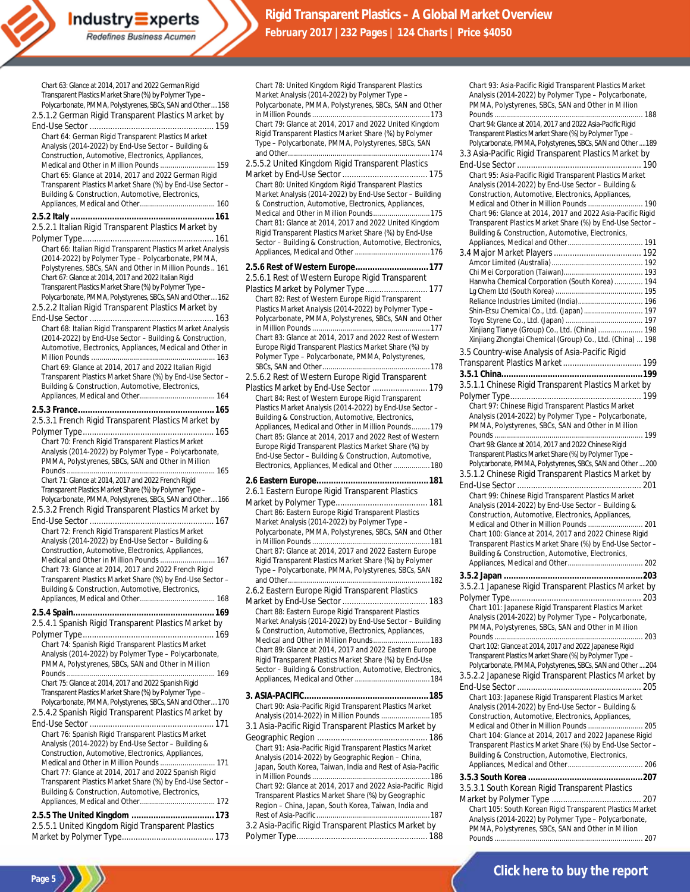Chart 63: Glance at 2014, 2017 and 2022 German Rigid Transparent Plastics Market Share (%) by Polymer Type – Polycarbonate, PMMA, Polystyrenes, SBCs, SAN and Other....158

2.5.1.2 German Rigid Transparent Plastics Market by End-Use Sector ...................................................... 159

Chart 64: German Rigid Transparent Plastics Market Analysis (2014-2022) by End-Use Sector – Building & Construction, Automotive, Electronics, Appliances, Medical and Other in Million Pounds ........................... 159

Chart 65: Glance at 2014, 2017 and 2022 German Rigid Transparent Plastics Market Share (%) by End-Use Sector – Building & Construction, Automotive, Electronics, Appliances, Medical and Other..................................... 160

**2.5.2 Italy ........................................................... 161**

2.5.2.1 Italian Rigid Transparent Plastics Market by Polymer Type......................................................... 161

Chart 66: Italian Rigid Transparent Plastics Market Analysis (2014-2022) by Polymer Type – Polycarbonate, PMMA, Polystyrenes, SBCs, SAN and Other in Million Pounds .. 161

Chart 67: Glance at 2014, 2017 and 2022 Italian Rigid Transparent Plastics Market Share (%) by Polymer Type – Polycarbonate, PMMA, Polystyrenes, SBCs, SAN and Other....162

2.5.2.2 Italian Rigid Transparent Plastics Market by End-Use Sector ...................................................... 163

Chart 68: Italian Rigid Transparent Plastics Market Analysis (2014-2022) by End-Use Sector – Building & Construction, Automotive, Electronics, Appliances, Medical and Other in Million Pounds ............................................................. 163

Chart 69: Glance at 2014, 2017 and 2022 Italian Rigid Transparent Plastics Market Share (%) by End-Use Sector – Building & Construction, Automotive, Electronics, Appliances, Medical and Other..................................... 164

**2.5.3 France........................................................ 165**

2.5.3.1 French Rigid Transparent Plastics Market by Polymer Type......................................................... 165

Chart 70: French Rigid Transparent Plastics Market Analysis (2014-2022) by Polymer Type – Polycarbonate, PMMA, Polystyrenes, SBCs, SAN and Other in Million Pounds ......................................................................... 165

Chart 71: Glance at 2014, 2017 and 2022 French Rigid Transparent Plastics Market Share (%) by Polymer Type – Polycarbonate, PMMA, Polystyrenes, SBCs, SAN and Other....166

2.5.3.2 French Rigid Transparent Plastics Market by End-Use Sector ...................................................... 167

Chart 72: French Rigid Transparent Plastics Market Analysis (2014-2022) by End-Use Sector – Building & Construction, Automotive, Electronics, Appliances, Medical and Other in Million Pounds ........................... 167

Chart 73: Glance at 2014, 2017 and 2022 French Rigid Transparent Plastics Market Share (%) by End-Use Sector – Building & Construction, Automotive, Electronics, Appliances, Medical and Other..................................... 168

**2.5.4 Spain.......................................................... 169**

2.5.4.1 Spanish Rigid Transparent Plastics Market by Polymer Type......................................................... 169

Chart 74: Spanish Rigid Transparent Plastics Market Analysis (2014-2022) by Polymer Type – Polycarbonate, PMMA, Polystyrenes, SBCs, SAN and Other in Million Pounds ......................................................................... 169

Chart 75: Glance at 2014, 2017 and 2022 Spanish Rigid Transparent Plastics Market Share (%) by Polymer Type – Polycarbonate, PMMA, Polystyrenes, SBCs, SAN and Other....170

2.5.4.2 Spanish Rigid Transparent Plastics Market by End-Use Sector ...................................................... 171

Chart 76: Spanish Rigid Transparent Plastics Market Analysis (2014-2022) by End-Use Sector – Building & Construction, Automotive, Electronics, Appliances, Medical and Other in Million Pounds ........................... 171

Chart 77: Glance at 2014, 2017 and 2022 Spanish Rigid Transparent Plastics Market Share (%) by End-Use Sector – Building & Construction, Automotive, Electronics, Appliances, Medical and Other..................................... 172

**2.5.5 The United Kingdom .................................. 173**

2.5.5.1 United Kingdom Rigid Transparent Plastics Market by Polymer Type........................................ 173

Chart 78: United Kingdom Rigid Transparent Plastics Market Analysis (2014-2022) by Polymer Type – Polycarbonate, PMMA, Polystyrenes, SBCs, SAN and Other in Million Pounds ......................................................... 173

Chart 79: Glance at 2014, 2017 and 2022 United Kingdom Rigid Transparent Plastics Market Share (%) by Polymer Type – Polycarbonate, PMMA, Polystyrenes, SBCs, SAN and Other..................................................................... 174

2.5.5.2 United Kingdom Rigid Transparent Plastics Market by End-Use Sector ..................................... 175

Chart 80: United Kingdom Rigid Transparent Plastics Market Analysis (2014-2022) by End-Use Sector – Building & Construction, Automotive, Electronics, Appliances, Medical and Other in Million Pounds............................ 175

Chart 81: Glance at 2014, 2017 and 2022 United Kingdom Rigid Transparent Plastics Market Share (%) by End-Use Sector – Building & Construction, Automotive, Electronics, Appliances, Medical and Other ..................................... 176

**2.5.6 Rest of Western Europe.............................. 177**

2.5.6.1 Rest of Western Europe Rigid Transparent Plastics Market by Polymer Type ........................... 177

Chart 82: Rest of Western Europe Rigid Transparent Plastics Market Analysis (2014-2022) by Polymer Type – Polycarbonate, PMMA, Polystyrenes, SBCs, SAN and Other in Million Pounds ......................................................... 177

Chart 83: Glance at 2014, 2017 and 2022 Rest of Western Europe Rigid Transparent Plastics Market Share (%) by Polymer Type – Polycarbonate, PMMA, Polystyrenes, SBCs, SAN and Other..................................................... 178

2.5.6.2 Rest of Western Europe Rigid Transparent Plastics Market by End-Use Sector ........................ 179

Chart 84: Rest of Western Europe Rigid Transparent Plastics Market Analysis (2014-2022) by End-Use Sector – Building & Construction, Automotive, Electronics, Appliances, Medical and Other in Million Pounds......... 179

Chart 85: Glance at 2014, 2017 and 2022 Rest of Western Europe Rigid Transparent Plastics Market Share (%) by End-Use Sector – Building & Construction, Automotive, Electronics, Appliances, Medical and Other .................. 180

**2.6 Eastern Europe.............................................. 181**

2.6.1 Eastern Europe Rigid Transparent Plastics Market by Polymer Type........................................ 181

Chart 86: Eastern Europe Rigid Transparent Plastics Market Analysis (2014-2022) by Polymer Type – Polycarbonate, PMMA, Polystyrenes, SBCs, SAN and Other in Million Pounds ......................................................... 181

Chart 87: Glance at 2014, 2017 and 2022 Eastern Europe Rigid Transparent Plastics Market Share (%) by Polymer Type – Polycarbonate, PMMA, Polystyrenes, SBCs, SAN and Other..................................................................... 182

2.6.2 Eastern Europe Rigid Transparent Plastics Market by End-Use Sector ..................................... 183

Chart 88: Eastern Europe Rigid Transparent Plastics Market Analysis (2014-2022) by End-Use Sector – Building & Construction, Automotive, Electronics, Appliances, Medical and Other in Million Pounds............................ 183

Chart 89: Glance at 2014, 2017 and 2022 Eastern Europe Rigid Transparent Plastics Market Share (%) by End-Use Sector – Building & Construction, Automotive, Electronics, Appliances, Medical and Other ..................................... 184

**3. ASIA-PACIFIC................................................... 185**

Chart 90: Asia-Pacific Rigid Transparent Plastics Market Analysis (2014-2022) in Million Pounds ........................ 185

3.1 Asia-Pacific Rigid Transparent Plastics Market by Geographic Region ................................................ 186

Chart 91: Asia-Pacific Rigid Transparent Plastics Market Analysis (2014-2022) by Geographic Region – China, Japan, South Korea, Taiwan, India and Rest of Asia-Pacific in Million Pounds ......................................................... 186

Chart 92: Glance at 2014, 2017 and 2022 Asia-Pacific Rigid Transparent Plastics Market Share (%) by Geographic Region – China, Japan, South Korea, Taiwan, India and Rest of Asia-Pacific........................................................ 187

3.2 Asia-Pacific Rigid Transparent Plastics Market by Polymer Type......................................................... 188

Chart 93: Asia-Pacific Rigid Transparent Plastics Market Analysis (2014-2022) by Polymer Type – Polycarbonate, PMMA, Polystyrenes, SBCs, SAN and Other in Million Pounds ......................................................................... 188

Chart 94: Glance at 2014, 2017 and 2022 Asia-Pacific Rigid Transparent Plastics Market Share (%) by Polymer Type – Polycarbonate, PMMA, Polystyrenes, SBCs, SAN and Other....189

3.3 Asia-Pacific Rigid Transparent Plastics Market by End-Use Sector ...................................................... 190

Chart 95: Asia-Pacific Rigid Transparent Plastics Market Analysis (2014-2022) by End-Use Sector – Building & Construction, Automotive, Electronics, Appliances, Medical and Other in Million Pounds ........................... 190

Chart 96: Glance at 2014, 2017 and 2022 Asia-Pacific Rigid Transparent Plastics Market Share (%) by End-Use Sector – Building & Construction, Automotive, Electronics, Appliances, Medical and Other..................................... 191

3.4 Major Market Players ...................................... 192

Amcor Limited (Australia)............................................. 192

Chi Mei Corporation (Taiwan)....................................... 193

Hanwha Chemical Corporation (South Korea) .............. 194

Lg Chem Ltd (South Korea) ........................................... 195

Reliance Industries Limited (India)................................ 196

Shin-Etsu Chemical Co., Ltd. (Japan) ............................. 197

Toyo Styrene Co., Ltd. (Japan) ...................................... 197

Xinjiang Tianye (Group) Co., Ltd. (China) ...................... 198

Xinjiang Zhongtai Chemical (Group) Co., Ltd. (China) ... 198

3.5 Country-wise Analysis of Asia-Pacific Rigid Transparent Plastics Market .................................. 199

**3.5.1 China.......................................................... 199**

3.5.1.1 Chinese Rigid Transparent Plastics Market by Polymer Type......................................................... 199

Chart 97: Chinese Rigid Transparent Plastics Market Analysis (2014-2022) by Polymer Type – Polycarbonate, PMMA, Polystyrenes, SBCs, SAN and Other in Million Pounds ......................................................................... 199

Chart 98: Glance at 2014, 2017 and 2022 Chinese Rigid Transparent Plastics Market Share (%) by Polymer Type – Polycarbonate, PMMA, Polystyrenes, SBCs, SAN and Other....200

3.5.1.2 Chinese Rigid Transparent Plastics Market by End-Use Sector ...................................................... 201

Chart 99: Chinese Rigid Transparent Plastics Market Analysis (2014-2022) by End-Use Sector – Building & Construction, Automotive, Electronics, Appliances, Medical and Other in Million Pounds ........................... 201

Chart 100: Glance at 2014, 2017 and 2022 Chinese Rigid Transparent Plastics Market Share (%) by End-Use Sector – Building & Construction, Automotive, Electronics, Appliances, Medical and Other..................................... 202

**3.5.2 Japan ......................................................... 203**

3.5.2.1 Japanese Rigid Transparent Plastics Market by Polymer Type......................................................... 203

Chart 101: Japanese Rigid Transparent Plastics Market Analysis (2014-2022) by Polymer Type – Polycarbonate, PMMA, Polystyrenes, SBCs, SAN and Other in Million Pounds ......................................................................... 203

Chart 102: Glance at 2014, 2017 and 2022 Japanese Rigid Transparent Plastics Market Share (%) by Polymer Type – Polycarbonate, PMMA, Polystyrenes, SBCs, SAN and Other....204

3.5.2.2 Japanese Rigid Transparent Plastics Market by End-Use Sector ...................................................... 205

Chart 103: Japanese Rigid Transparent Plastics Market Analysis (2014-2022) by End-Use Sector – Building & Construction, Automotive, Electronics, Appliances, Medical and Other in Million Pounds ........................... 205

Chart 104: Glance at 2014, 2017 and 2022 Japanese Rigid Transparent Plastics Market Share (%) by End-Use Sector – Building & Construction, Automotive, Electronics, Appliances, Medical and Other..................................... 206

**3.5.3 South Korea ............................................... 207**

3.5.3.1 South Korean Rigid Transparent Plastics Market by Polymer Type ....................................... 207

Chart 105: South Korean Rigid Transparent Plastics Market Analysis (2014-2022) by Polymer Type – Polycarbonate, PMMA, Polystyrenes, SBCs, SAN and Other in Million Pounds ......................................................................... 207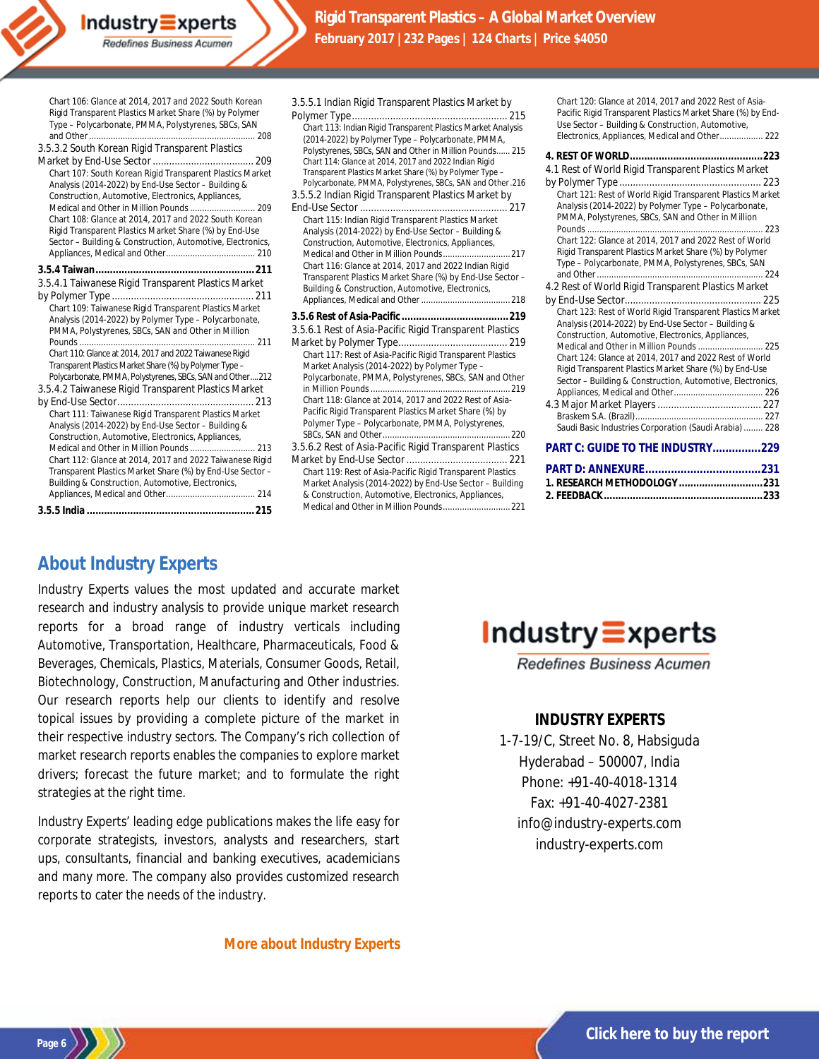Chart 106: Glance at 2014, 2017 and 2022 South Korean Rigid Transparent Plastics Market Share (%) by Polymer Type – Polycarbonate, PMMA, Polystyrenes, SBCs, SAN and Other ........ 208

3.5.3.2 South Korean Rigid Transparent Plastics Market by End-Use Sector ........ 209

Chart 107: South Korean Rigid Transparent Plastics Market Analysis (2014-2022) by End-Use Sector – Building & Construction, Automotive, Electronics, Appliances, Medical and Other in Million Pounds ........ 209

Chart 108: Glance at 2014, 2017 and 2022 South Korean Rigid Transparent Plastics Market Share (%) by End-Use Sector – Building & Construction, Automotive, Electronics, Appliances, Medical and Other ........ 210

**3.5.4 Taiwan ........ 211**

3.5.4.1 Taiwanese Rigid Transparent Plastics Market by Polymer Type ........ 211

Chart 109: Taiwanese Rigid Transparent Plastics Market Analysis (2014-2022) by Polymer Type – Polycarbonate, PMMA, Polystyrenes, SBCs, SAN and Other in Million Pounds ........ 211

Chart 110: Glance at 2014, 2017 and 2022 Taiwanese Rigid Transparent Plastics Market Share (%) by Polymer Type – Polycarbonate, PMMA, Polystyrenes, SBCs, SAN and Other ....212

3.5.4.2 Taiwanese Rigid Transparent Plastics Market by End-Use Sector ........ 213

Chart 111: Taiwanese Rigid Transparent Plastics Market Analysis (2014-2022) by End-Use Sector – Building & Construction, Automotive, Electronics, Appliances, Medical and Other in Million Pounds ........ 213

Chart 112: Glance at 2014, 2017 and 2022 Taiwanese Rigid Transparent Plastics Market Share (%) by End-Use Sector – Building & Construction, Automotive, Electronics, Appliances, Medical and Other ........ 214

**3.5.5 India ........ 215**

3.5.5.1 Indian Rigid Transparent Plastics Market by Polymer Type ........ 215

Chart 113: Indian Rigid Transparent Plastics Market Analysis (2014-2022) by Polymer Type – Polycarbonate, PMMA, Polystyrenes, SBCs, SAN and Other in Million Pounds...... 215

Chart 114: Glance at 2014, 2017 and 2022 Indian Rigid Transparent Plastics Market Share (%) by Polymer Type – Polycarbonate, PMMA, Polystyrenes, SBCs, SAN and Other .216

3.5.5.2 Indian Rigid Transparent Plastics Market by End-Use Sector ........ 217

Chart 115: Indian Rigid Transparent Plastics Market Analysis (2014-2022) by End-Use Sector – Building & Construction, Automotive, Electronics, Appliances, Medical and Other in Million Pounds ........ 217

Chart 116: Glance at 2014, 2017 and 2022 Indian Rigid Transparent Plastics Market Share (%) by End-Use Sector – Building & Construction, Automotive, Electronics, Appliances, Medical and Other ........ 218

**3.5.6 Rest of Asia-Pacific ........ 219**

3.5.6.1 Rest of Asia-Pacific Rigid Transparent Plastics Market by Polymer Type ........ 219

Chart 117: Rest of Asia-Pacific Rigid Transparent Plastics Market Analysis (2014-2022) by Polymer Type – Polycarbonate, PMMA, Polystyrenes, SBCs, SAN and Other in Million Pounds ........ 219

Chart 118: Glance at 2014, 2017 and 2022 Rest of Asia-Pacific Rigid Transparent Plastics Market Share (%) by Polymer Type – Polycarbonate, PMMA, Polystyrenes, SBCs, SAN and Other ........ 220

3.5.6.2 Rest of Asia-Pacific Rigid Transparent Plastics Market by End-Use Sector ........ 221

Chart 119: Rest of Asia-Pacific Rigid Transparent Plastics Market Analysis (2014-2022) by End-Use Sector – Building & Construction, Automotive, Electronics, Appliances, Medical and Other in Million Pounds ........ 221

Chart 120: Glance at 2014, 2017 and 2022 Rest of Asia-Pacific Rigid Transparent Plastics Market Share (%) by End-Use Sector – Building & Construction, Automotive, Electronics, Appliances, Medical and Other ........ 222

**4. REST OF WORLD ........ 223**

4.1 Rest of World Rigid Transparent Plastics Market by Polymer Type ........ 223

Chart 121: Rest of World Rigid Transparent Plastics Market Analysis (2014-2022) by Polymer Type – Polycarbonate, PMMA, Polystyrenes, SBCs, SAN and Other in Million Pounds ........ 223

Chart 122: Glance at 2014, 2017 and 2022 Rest of World Rigid Transparent Plastics Market Share (%) by Polymer Type – Polycarbonate, PMMA, Polystyrenes, SBCs, SAN and Other ........ 224

4.2 Rest of World Rigid Transparent Plastics Market by End-Use Sector ........ 225

Chart 123: Rest of World Rigid Transparent Plastics Market Analysis (2014-2022) by End-Use Sector – Building & Construction, Automotive, Electronics, Appliances, Medical and Other in Million Pounds ........ 225

Chart 124: Glance at 2014, 2017 and 2022 Rest of World Rigid Transparent Plastics Market Share (%) by End-Use Sector – Building & Construction, Automotive, Electronics, Appliances, Medical and Other ........ 226

4.3 Major Market Players ........ 227

Braskem S.A. (Brazil) ........ 227

Saudi Basic Industries Corporation (Saudi Arabia) ........ 228

**PART C: GUIDE TO THE INDUSTRY ........ 229**

**PART D: ANNEXURE ........ 231**

**1. RESEARCH METHODOLOGY ........ 231**

**2. FEEDBACK ........ 233**

## About Industry Experts

Industry Experts values the most updated and accurate market research and industry analysis to provide unique market research reports for a broad range of industry verticals including Automotive, Transportation, Healthcare, Pharmaceuticals, Food & Beverages, Chemicals, Plastics, Materials, Consumer Goods, Retail, Biotechnology, Construction, Manufacturing and Other industries. Our research reports help our clients to identify and resolve topical issues by providing a complete picture of the market in their respective industry sectors. The Company's rich collection of market research reports enables the companies to explore market drivers; forecast the future market; and to formulate the right strategies at the right time.

Industry Experts' leading edge publications makes the life easy for corporate strategists, investors, analysts and researchers, start ups, consultants, financial and banking executives, academicians and many more. The company also provides customized research reports to cater the needs of the industry.

More about Industry Experts

Industry Experts
Redefines Business Acumen

**INDUSTRY EXPERTS**
1-7-19/C, Street No. 8, Habsiguda
Hyderabad – 500007, India
Phone: +91-40-4018-1314
Fax: +91-40-4027-2381
info@industry-experts.com
industry-experts.com

Click here to buy the report